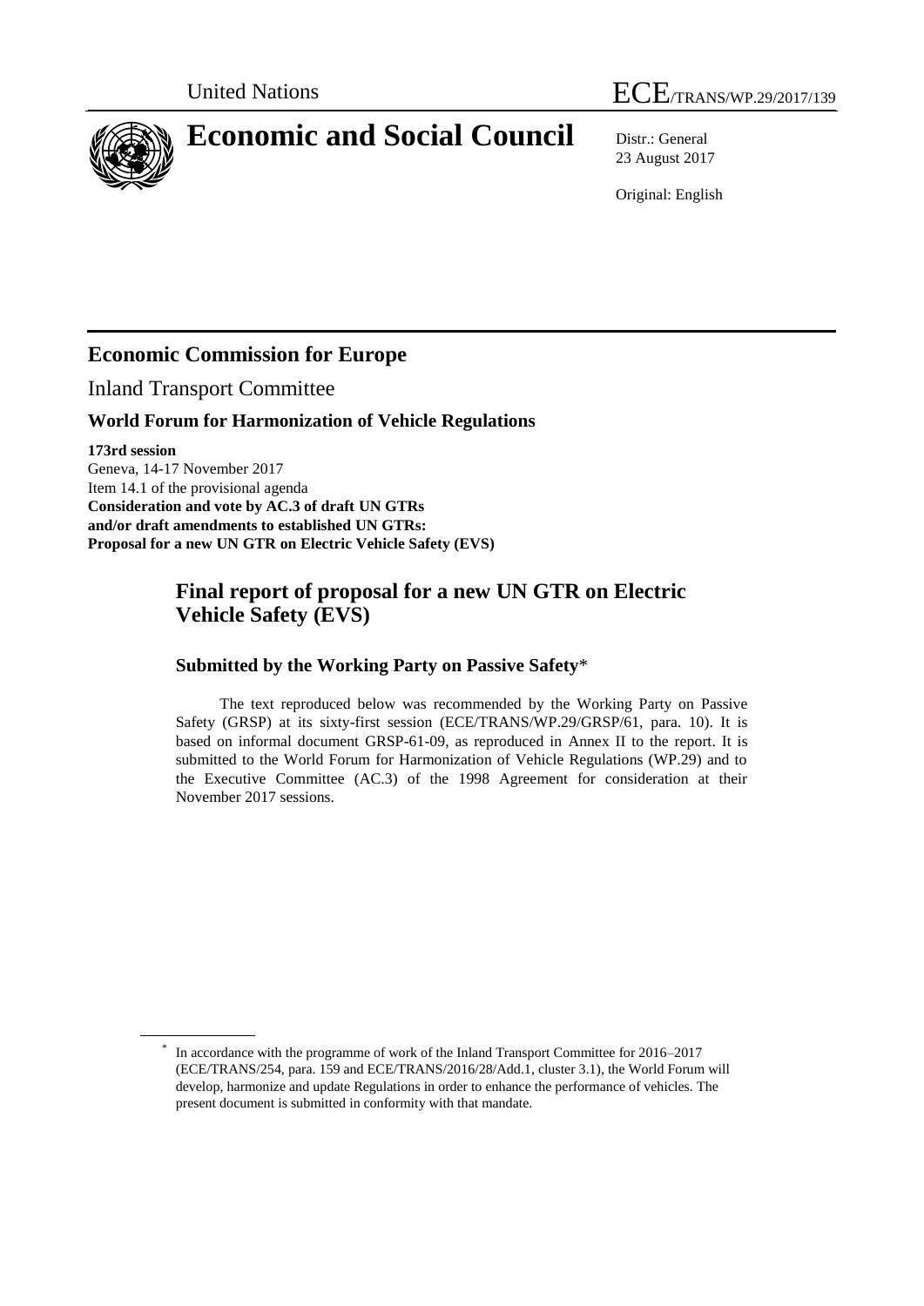United Nations

ECE/TRANS/WP.29/2017/139

# Economic and Social Council

Distr.: General
23 August 2017

Original: English

## Economic Commission for Europe

Inland Transport Committee

### World Forum for Harmonization of Vehicle Regulations

**173rd session**
Geneva, 14-17 November 2017
Item 14.1 of the provisional agenda
**Consideration and vote by AC.3 of draft UN GTRs and/or draft amendments to established UN GTRs: Proposal for a new UN GTR on Electric Vehicle Safety (EVS)**

## Final report of proposal for a new UN GTR on Electric Vehicle Safety (EVS)

### Submitted by the Working Party on Passive Safety*

The text reproduced below was recommended by the Working Party on Passive Safety (GRSP) at its sixty-first session (ECE/TRANS/WP.29/GRSP/61, para. 10). It is based on informal document GRSP-61-09, as reproduced in Annex II to the report. It is submitted to the World Forum for Harmonization of Vehicle Regulations (WP.29) and to the Executive Committee (AC.3) of the 1998 Agreement for consideration at their November 2017 sessions.

\* In accordance with the programme of work of the Inland Transport Committee for 2016–2017 (ECE/TRANS/254, para. 159 and ECE/TRANS/2016/28/Add.1, cluster 3.1), the World Forum will develop, harmonize and update Regulations in order to enhance the performance of vehicles. The present document is submitted in conformity with that mandate.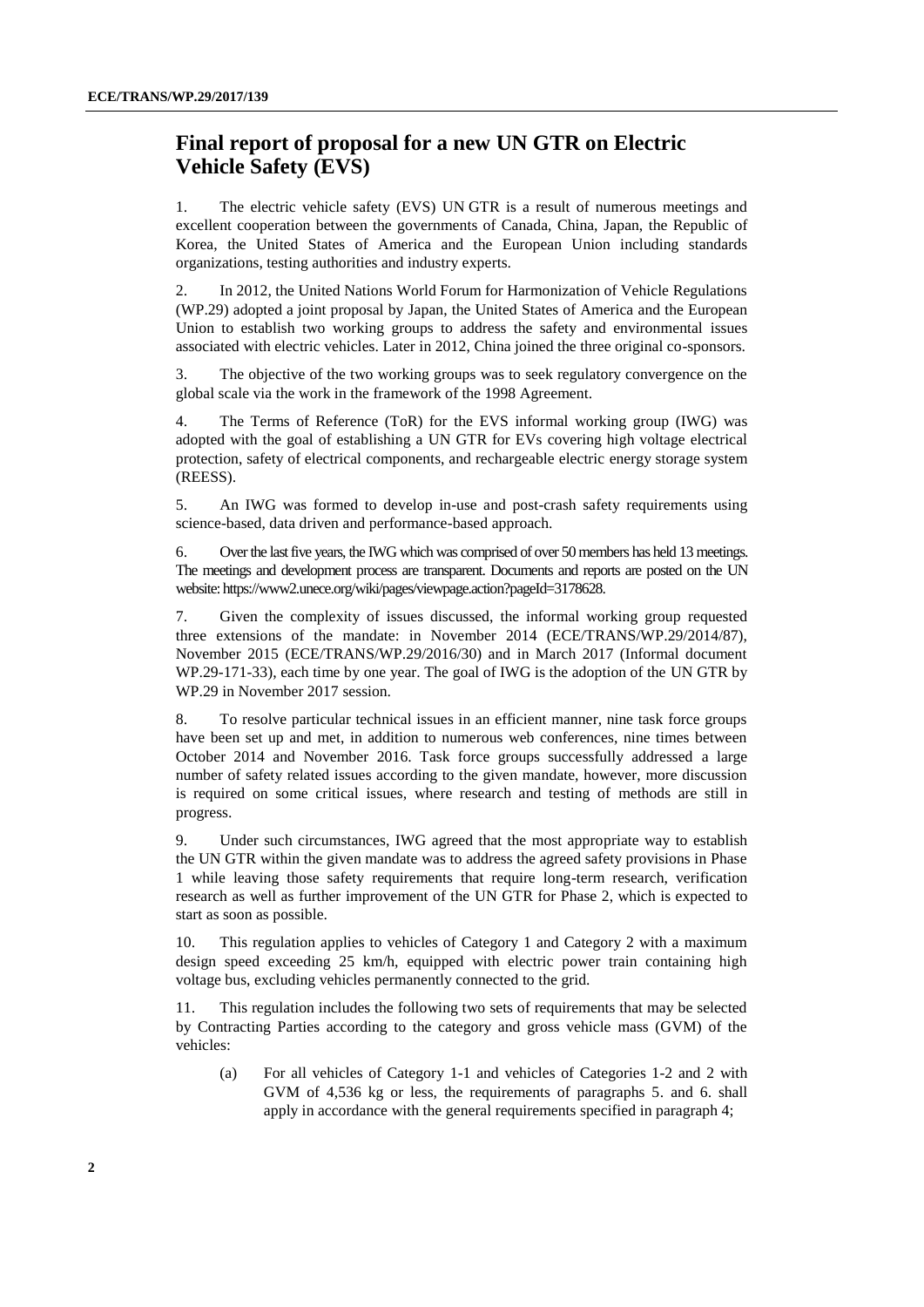# Final report of proposal for a new UN GTR on Electric Vehicle Safety (EVS)

1. The electric vehicle safety (EVS) UN GTR is a result of numerous meetings and excellent cooperation between the governments of Canada, China, Japan, the Republic of Korea, the United States of America and the European Union including standards organizations, testing authorities and industry experts.

2. In 2012, the United Nations World Forum for Harmonization of Vehicle Regulations (WP.29) adopted a joint proposal by Japan, the United States of America and the European Union to establish two working groups to address the safety and environmental issues associated with electric vehicles. Later in 2012, China joined the three original co-sponsors.

3. The objective of the two working groups was to seek regulatory convergence on the global scale via the work in the framework of the 1998 Agreement.

4. The Terms of Reference (ToR) for the EVS informal working group (IWG) was adopted with the goal of establishing a UN GTR for EVs covering high voltage electrical protection, safety of electrical components, and rechargeable electric energy storage system (REESS).

5. An IWG was formed to develop in-use and post-crash safety requirements using science-based, data driven and performance-based approach.

6. Over the last five years, the IWG which was comprised of over 50 members has held 13 meetings. The meetings and development process are transparent. Documents and reports are posted on the UN website: https://www2.unece.org/wiki/pages/viewpage.action?pageId=3178628.

7. Given the complexity of issues discussed, the informal working group requested three extensions of the mandate: in November 2014 (ECE/TRANS/WP.29/2014/87), November 2015 (ECE/TRANS/WP.29/2016/30) and in March 2017 (Informal document WP.29-171-33), each time by one year. The goal of IWG is the adoption of the UN GTR by WP.29 in November 2017 session.

8. To resolve particular technical issues in an efficient manner, nine task force groups have been set up and met, in addition to numerous web conferences, nine times between October 2014 and November 2016. Task force groups successfully addressed a large number of safety related issues according to the given mandate, however, more discussion is required on some critical issues, where research and testing of methods are still in progress.

9. Under such circumstances, IWG agreed that the most appropriate way to establish the UN GTR within the given mandate was to address the agreed safety provisions in Phase 1 while leaving those safety requirements that require long-term research, verification research as well as further improvement of the UN GTR for Phase 2, which is expected to start as soon as possible.

10. This regulation applies to vehicles of Category 1 and Category 2 with a maximum design speed exceeding 25 km/h, equipped with electric power train containing high voltage bus, excluding vehicles permanently connected to the grid.

11. This regulation includes the following two sets of requirements that may be selected by Contracting Parties according to the category and gross vehicle mass (GVM) of the vehicles:

(a) For all vehicles of Category 1-1 and vehicles of Categories 1-2 and 2 with GVM of 4,536 kg or less, the requirements of paragraphs 5. and 6. shall apply in accordance with the general requirements specified in paragraph 4;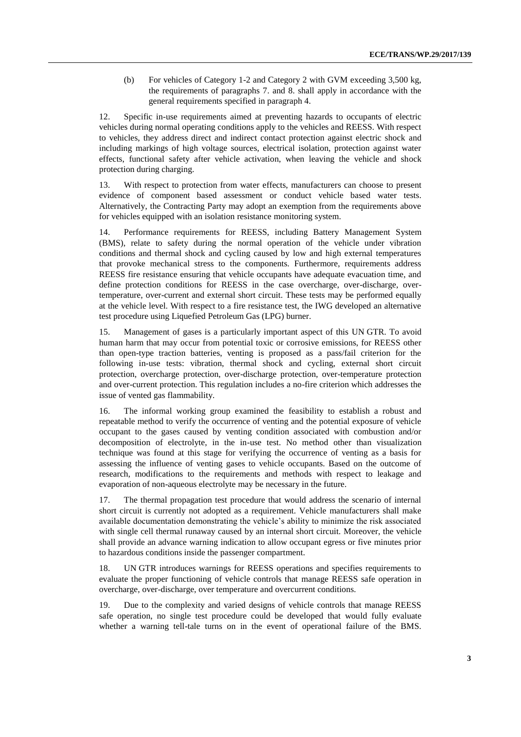(b) For vehicles of Category 1-2 and Category 2 with GVM exceeding 3,500 kg, the requirements of paragraphs 7. and 8. shall apply in accordance with the general requirements specified in paragraph 4.

12. Specific in-use requirements aimed at preventing hazards to occupants of electric vehicles during normal operating conditions apply to the vehicles and REESS. With respect to vehicles, they address direct and indirect contact protection against electric shock and including markings of high voltage sources, electrical isolation, protection against water effects, functional safety after vehicle activation, when leaving the vehicle and shock protection during charging.

13. With respect to protection from water effects, manufacturers can choose to present evidence of component based assessment or conduct vehicle based water tests. Alternatively, the Contracting Party may adopt an exemption from the requirements above for vehicles equipped with an isolation resistance monitoring system.

14. Performance requirements for REESS, including Battery Management System (BMS), relate to safety during the normal operation of the vehicle under vibration conditions and thermal shock and cycling caused by low and high external temperatures that provoke mechanical stress to the components. Furthermore, requirements address REESS fire resistance ensuring that vehicle occupants have adequate evacuation time, and define protection conditions for REESS in the case overcharge, over-discharge, over-temperature, over-current and external short circuit. These tests may be performed equally at the vehicle level. With respect to a fire resistance test, the IWG developed an alternative test procedure using Liquefied Petroleum Gas (LPG) burner.

15. Management of gases is a particularly important aspect of this UN GTR. To avoid human harm that may occur from potential toxic or corrosive emissions, for REESS other than open-type traction batteries, venting is proposed as a pass/fail criterion for the following in-use tests: vibration, thermal shock and cycling, external short circuit protection, overcharge protection, over-discharge protection, over-temperature protection and over-current protection. This regulation includes a no-fire criterion which addresses the issue of vented gas flammability.

16. The informal working group examined the feasibility to establish a robust and repeatable method to verify the occurrence of venting and the potential exposure of vehicle occupant to the gases caused by venting condition associated with combustion and/or decomposition of electrolyte, in the in-use test. No method other than visualization technique was found at this stage for verifying the occurrence of venting as a basis for assessing the influence of venting gases to vehicle occupants. Based on the outcome of research, modifications to the requirements and methods with respect to leakage and evaporation of non-aqueous electrolyte may be necessary in the future.

17. The thermal propagation test procedure that would address the scenario of internal short circuit is currently not adopted as a requirement. Vehicle manufacturers shall make available documentation demonstrating the vehicle's ability to minimize the risk associated with single cell thermal runaway caused by an internal short circuit. Moreover, the vehicle shall provide an advance warning indication to allow occupant egress or five minutes prior to hazardous conditions inside the passenger compartment.

18. UN GTR introduces warnings for REESS operations and specifies requirements to evaluate the proper functioning of vehicle controls that manage REESS safe operation in overcharge, over-discharge, over temperature and overcurrent conditions.

19. Due to the complexity and varied designs of vehicle controls that manage REESS safe operation, no single test procedure could be developed that would fully evaluate whether a warning tell-tale turns on in the event of operational failure of the BMS.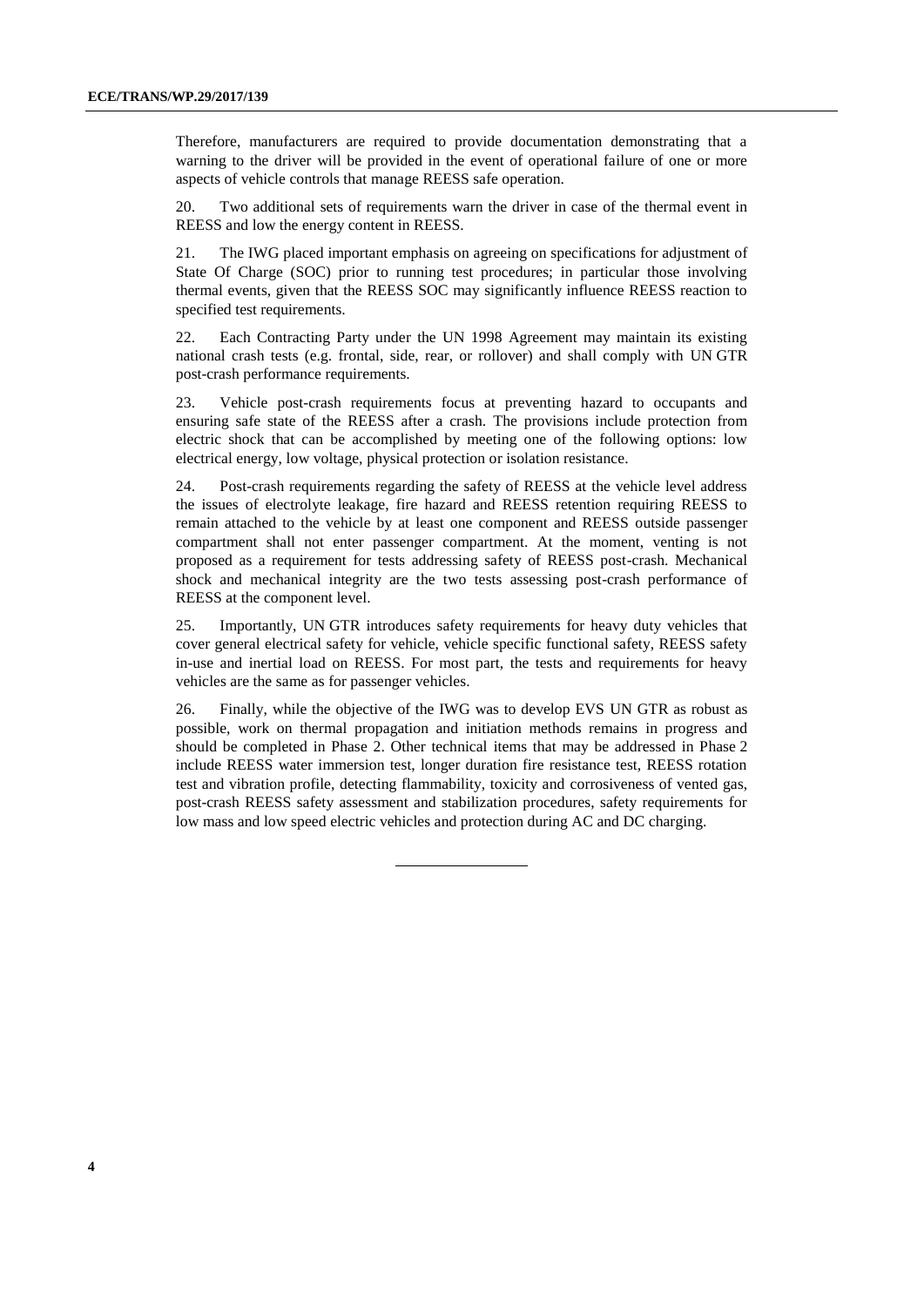Therefore, manufacturers are required to provide documentation demonstrating that a warning to the driver will be provided in the event of operational failure of one or more aspects of vehicle controls that manage REESS safe operation.

20. Two additional sets of requirements warn the driver in case of the thermal event in REESS and low the energy content in REESS.

21. The IWG placed important emphasis on agreeing on specifications for adjustment of State Of Charge (SOC) prior to running test procedures; in particular those involving thermal events, given that the REESS SOC may significantly influence REESS reaction to specified test requirements.

22. Each Contracting Party under the UN 1998 Agreement may maintain its existing national crash tests (e.g. frontal, side, rear, or rollover) and shall comply with UN GTR post-crash performance requirements.

23. Vehicle post-crash requirements focus at preventing hazard to occupants and ensuring safe state of the REESS after a crash. The provisions include protection from electric shock that can be accomplished by meeting one of the following options: low electrical energy, low voltage, physical protection or isolation resistance.

24. Post-crash requirements regarding the safety of REESS at the vehicle level address the issues of electrolyte leakage, fire hazard and REESS retention requiring REESS to remain attached to the vehicle by at least one component and REESS outside passenger compartment shall not enter passenger compartment. At the moment, venting is not proposed as a requirement for tests addressing safety of REESS post-crash. Mechanical shock and mechanical integrity are the two tests assessing post-crash performance of REESS at the component level.

25. Importantly, UN GTR introduces safety requirements for heavy duty vehicles that cover general electrical safety for vehicle, vehicle specific functional safety, REESS safety in-use and inertial load on REESS. For most part, the tests and requirements for heavy vehicles are the same as for passenger vehicles.

26. Finally, while the objective of the IWG was to develop EVS UN GTR as robust as possible, work on thermal propagation and initiation methods remains in progress and should be completed in Phase 2. Other technical items that may be addressed in Phase 2 include REESS water immersion test, longer duration fire resistance test, REESS rotation test and vibration profile, detecting flammability, toxicity and corrosiveness of vented gas, post-crash REESS safety assessment and stabilization procedures, safety requirements for low mass and low speed electric vehicles and protection during AC and DC charging.